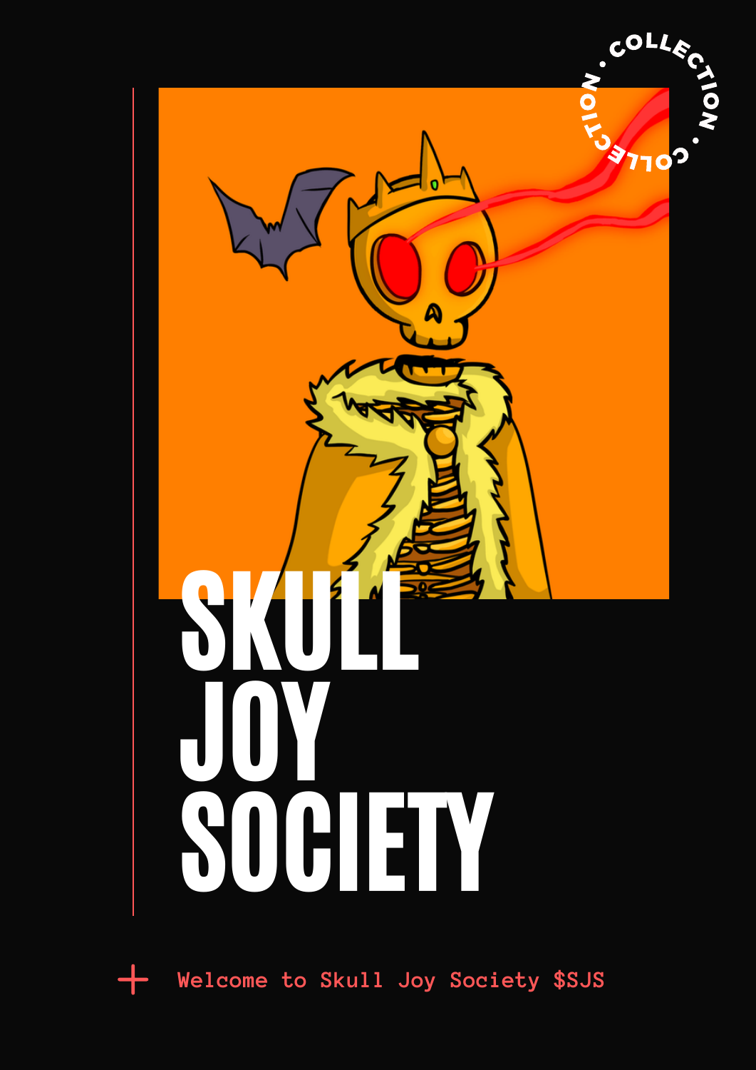COLLECTION • COLLECTION •

# SKULL JOY SOCIETY

+ Welcome to Skull Joy Society $SJS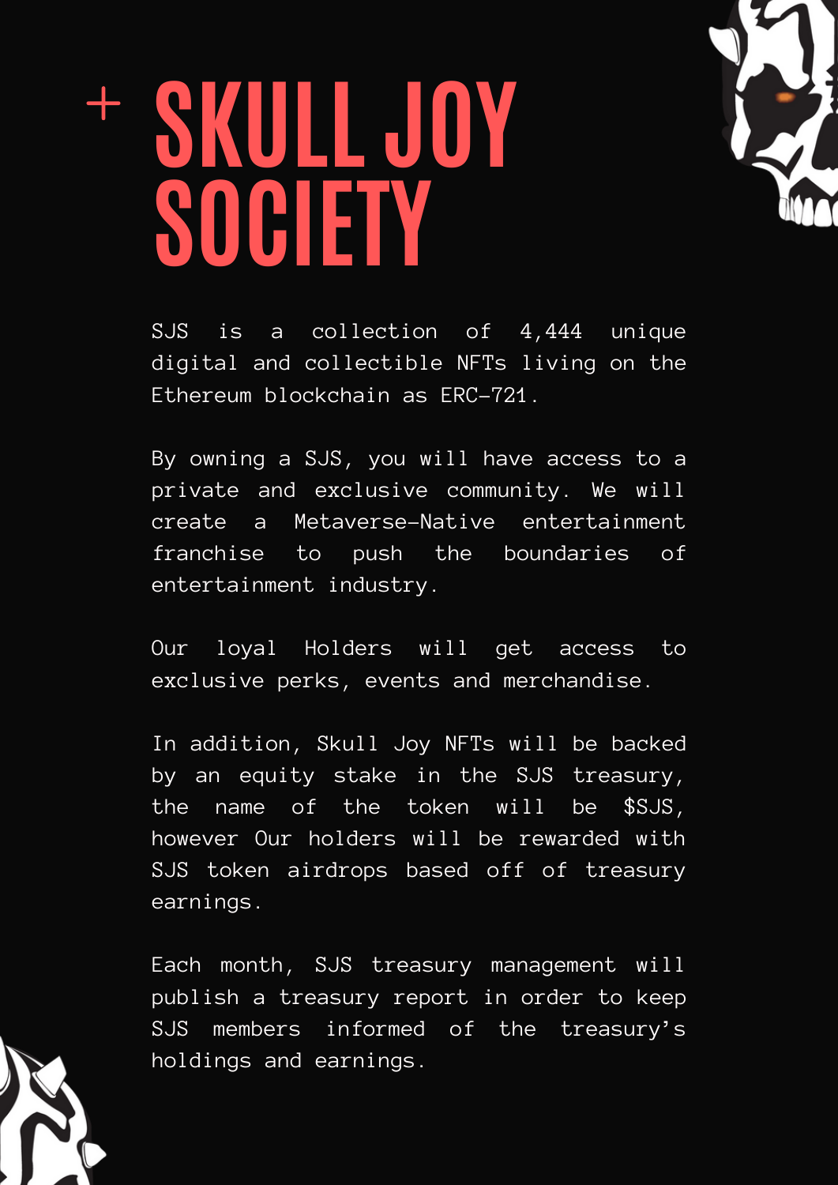# + SKULL JOY SOCIETY

SJS is a collection of 4,444 unique digital and collectible NFTs living on the Ethereum blockchain as ERC-721.

By owning a SJS, you will have access to a private and exclusive community. We will create a Metaverse-Native entertainment franchise to push the boundaries of entertainment industry.

Our loyal Holders will get access to exclusive perks, events and merchandise.

In addition, Skull Joy NFTs will be backed by an equity stake in the SJS treasury, the name of the token will be $SJS, however Our holders will be rewarded with SJS token airdrops based off of treasury earnings.

Each month, SJS treasury management will publish a treasury report in order to keep SJS members informed of the treasury's holdings and earnings.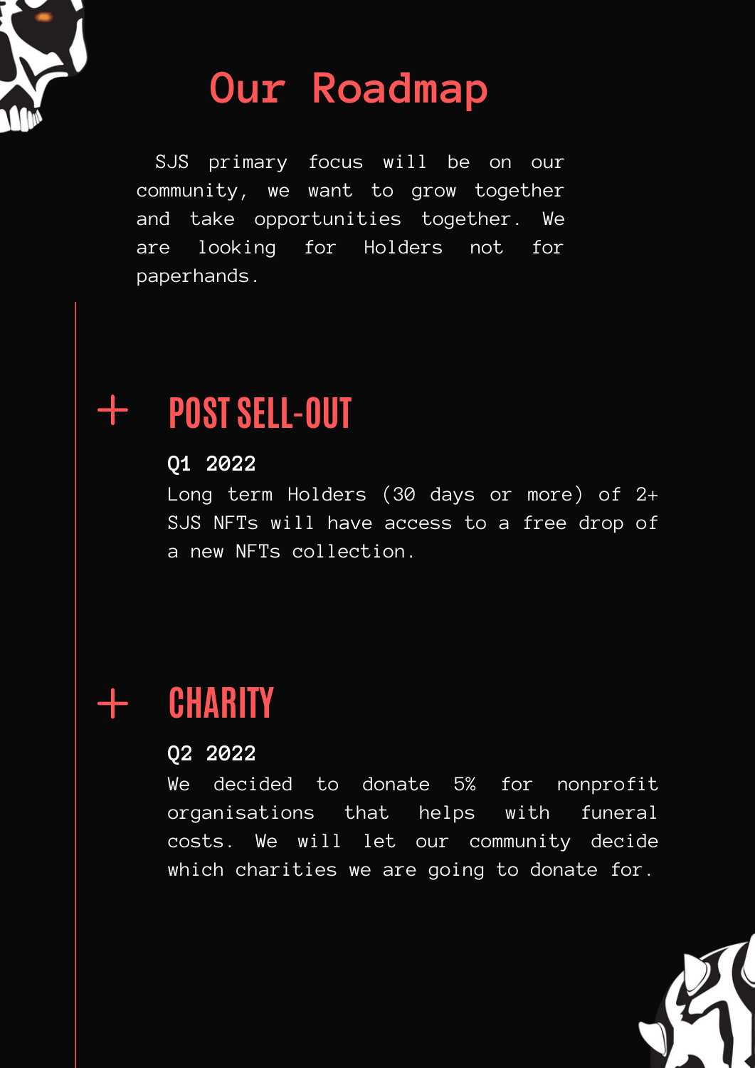# Our Roadmap

SJS primary focus will be on our community, we want to grow together and take opportunities together. We are looking for Holders not for paperhands.

## + POST SELL-OUT

**Q1 2022**

Long term Holders (30 days or more) of 2+ SJS NFTs will have access to a free drop of a new NFTs collection.

## + CHARITY

**Q2 2022**

We decided to donate 5% for nonprofit organisations that helps with funeral costs. We will let our community decide which charities we are going to donate for.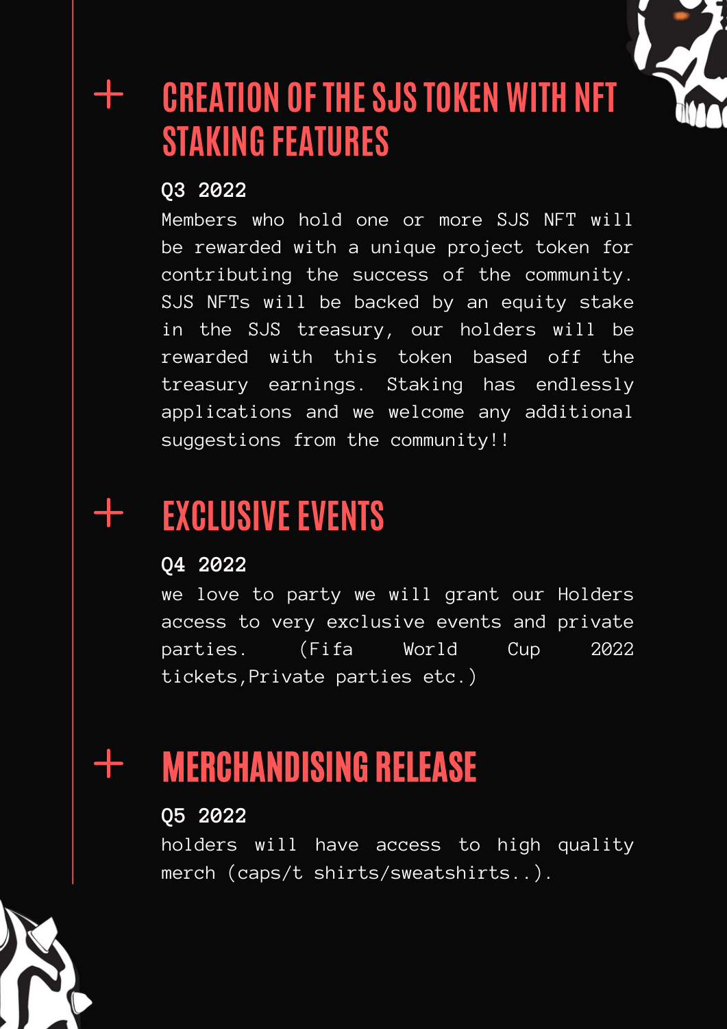## + CREATION OF THE SJS TOKEN WITH NFT STAKING FEATURES

**Q3 2022**

Members who hold one or more SJS NFT will be rewarded with a unique project token for contributing the success of the community. SJS NFTs will be backed by an equity stake in the SJS treasury, our holders will be rewarded with this token based off the treasury earnings. Staking has endlessly applications and we welcome any additional suggestions from the community!!

## + EXCLUSIVE EVENTS

**Q4 2022**

we love to party we will grant our Holders access to very exclusive events and private parties. (Fifa World Cup 2022 tickets,Private parties etc.)

## + MERCHANDISING RELEASE

**Q5 2022**

holders will have access to high quality merch (caps/t shirts/sweatshirts..).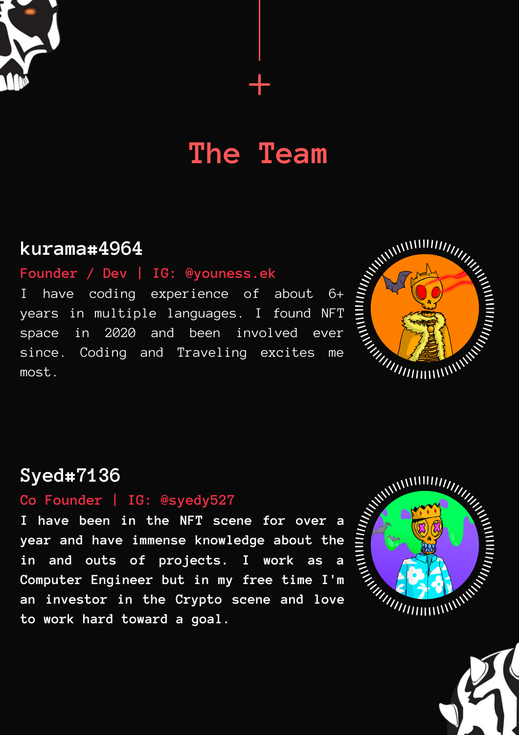# The Team

## kurama#4964

Founder / Dev | IG: @youness.ek

I have coding experience of about 6+ years in multiple languages. I found NFT space in 2020 and been involved ever since. Coding and Traveling excites me most.

## Syed#7136

Co Founder | IG: @syedy527

I have been in the NFT scene for over a year and have immense knowledge about the in and outs of projects. I work as a Computer Engineer but in my free time I'm an investor in the Crypto scene and love to work hard toward a goal.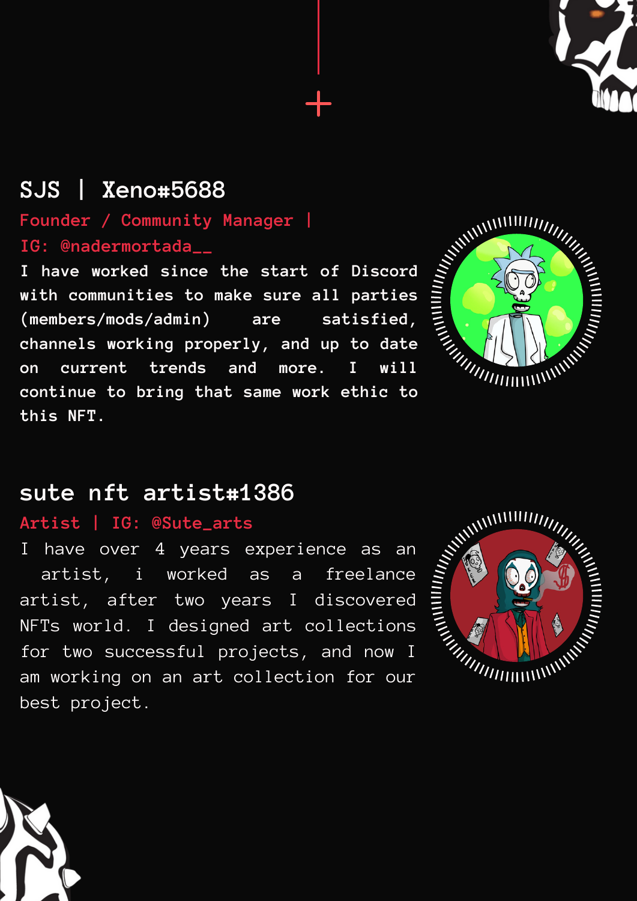## SJS | Xeno#5688

Founder / Community Manager |

IG: @nadermortada__

I have worked since the start of Discord with communities to make sure all parties (members/mods/admin) are satisfied, channels working properly, and up to date on current trends and more. I will continue to bring that same work ethic to this NFT.

## sute nft artist#1386

Artist | IG: @Sute_arts

I have over 4 years experience as an artist, i worked as a freelance artist, after two years I discovered NFTs world. I designed art collections for two successful projects, and now I am working on an art collection for our best project.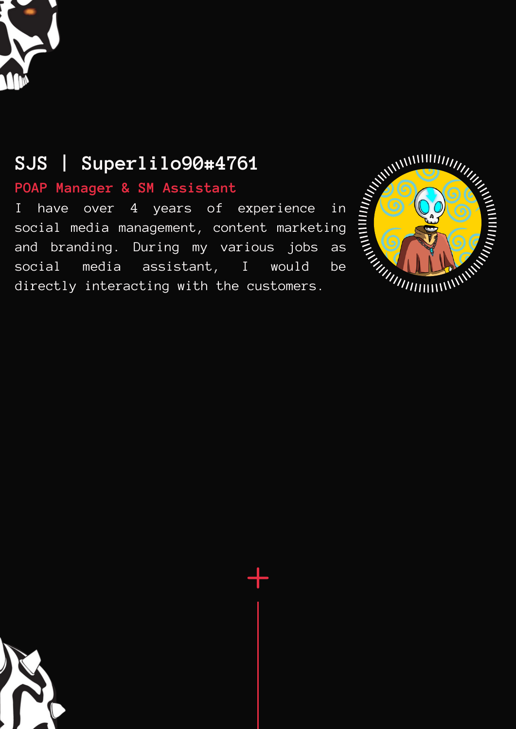## SJS | Superlilo90#4761

**POAP Manager & SM Assistant**

I have over 4 years of experience in social media management, content marketing and branding. During my various jobs as social media assistant, I would be directly interacting with the customers.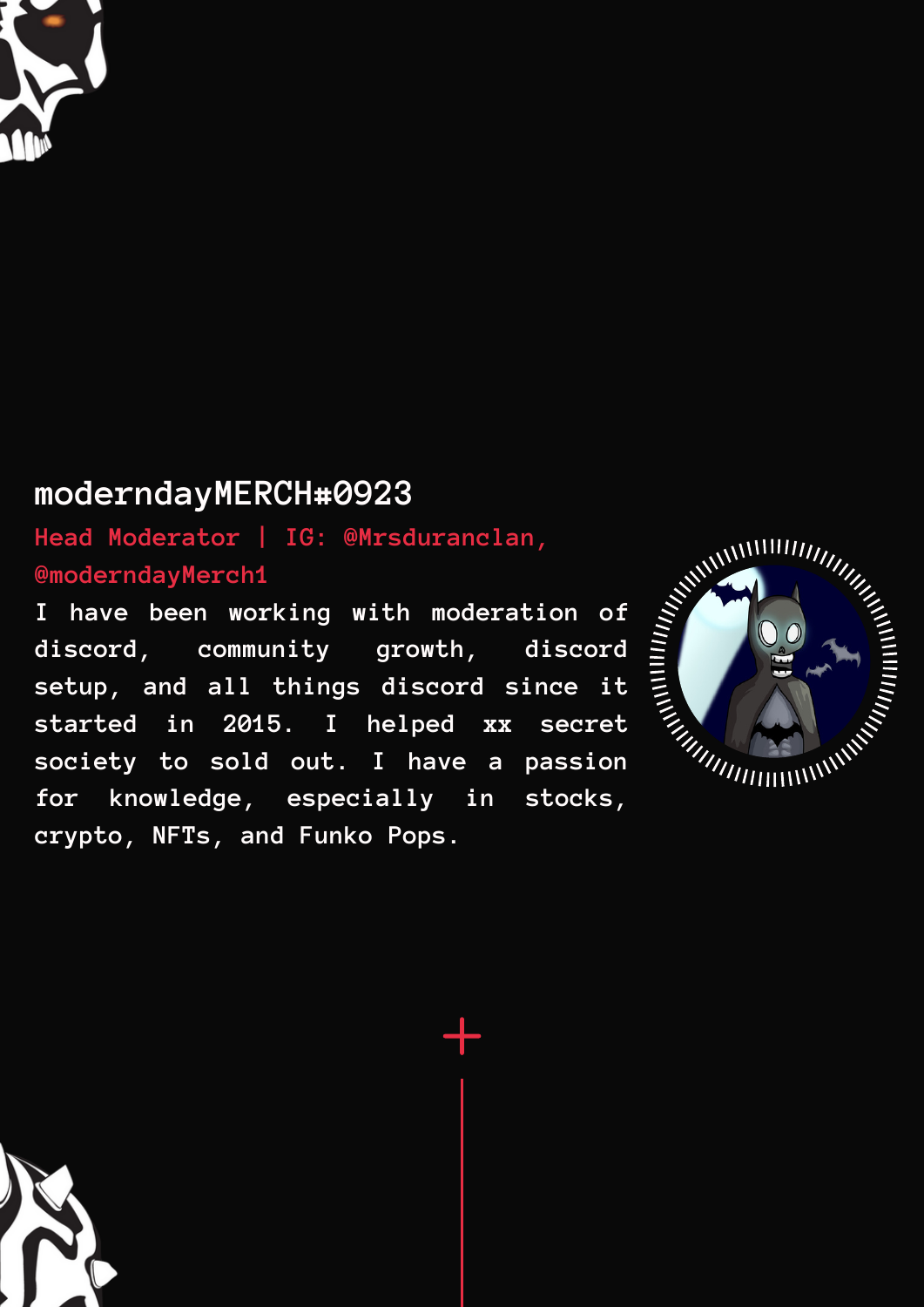## moderndayMERCH#0923

Head Moderator | IG: @Mrsduranclan, @moderndayMerch1

I have been working with moderation of discord, community growth, discord setup, and all things discord since it started in 2015. I helped xx secret society to sold out. I have a passion for knowledge, especially in stocks, crypto, NFTs, and Funko Pops.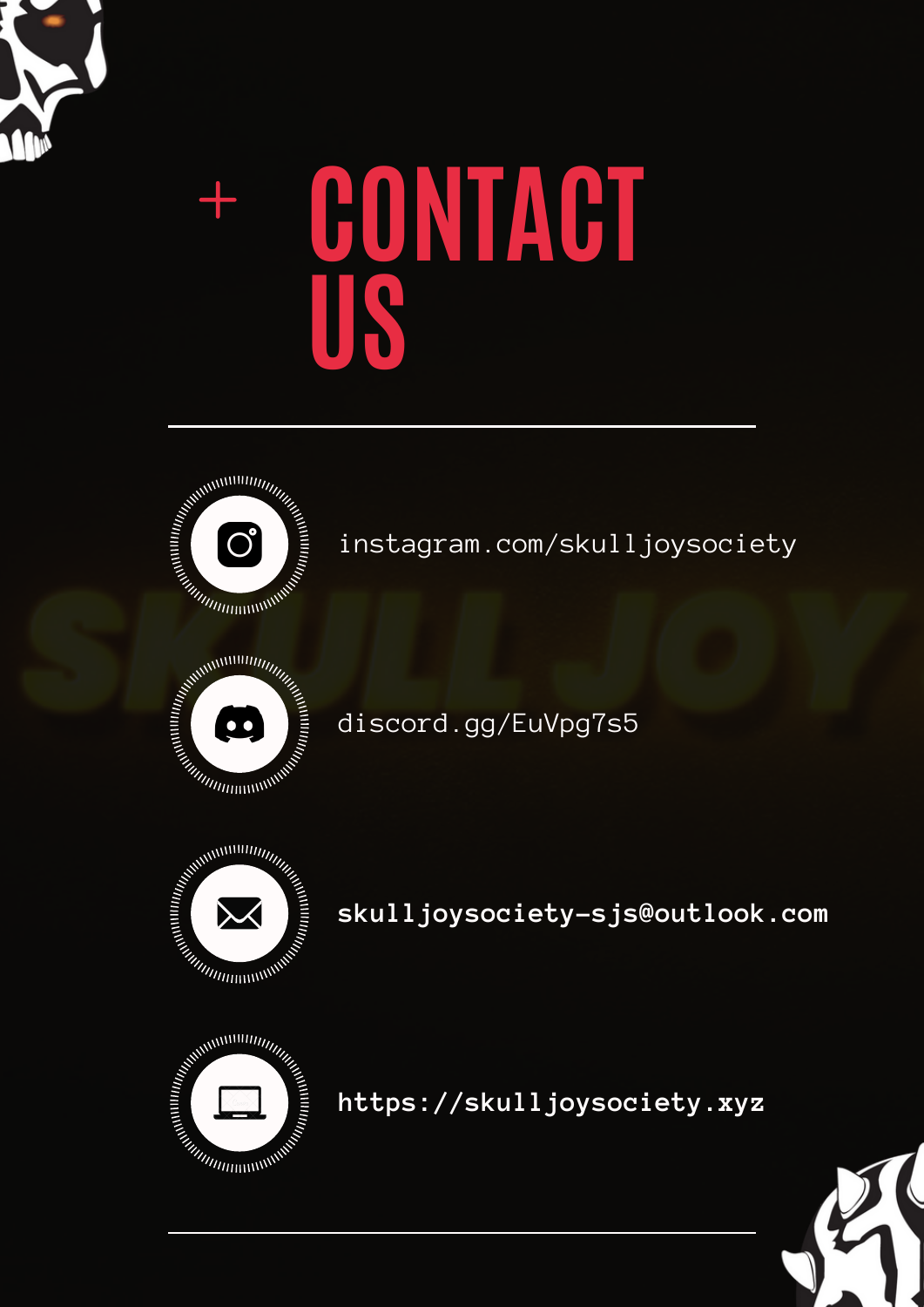# CONTACT US

instagram.com/skulljoysociety

discord.gg/EuVpg7s5

**skulljoysociety-sjs@outlook.com**

**https://skulljoysociety.xyz**